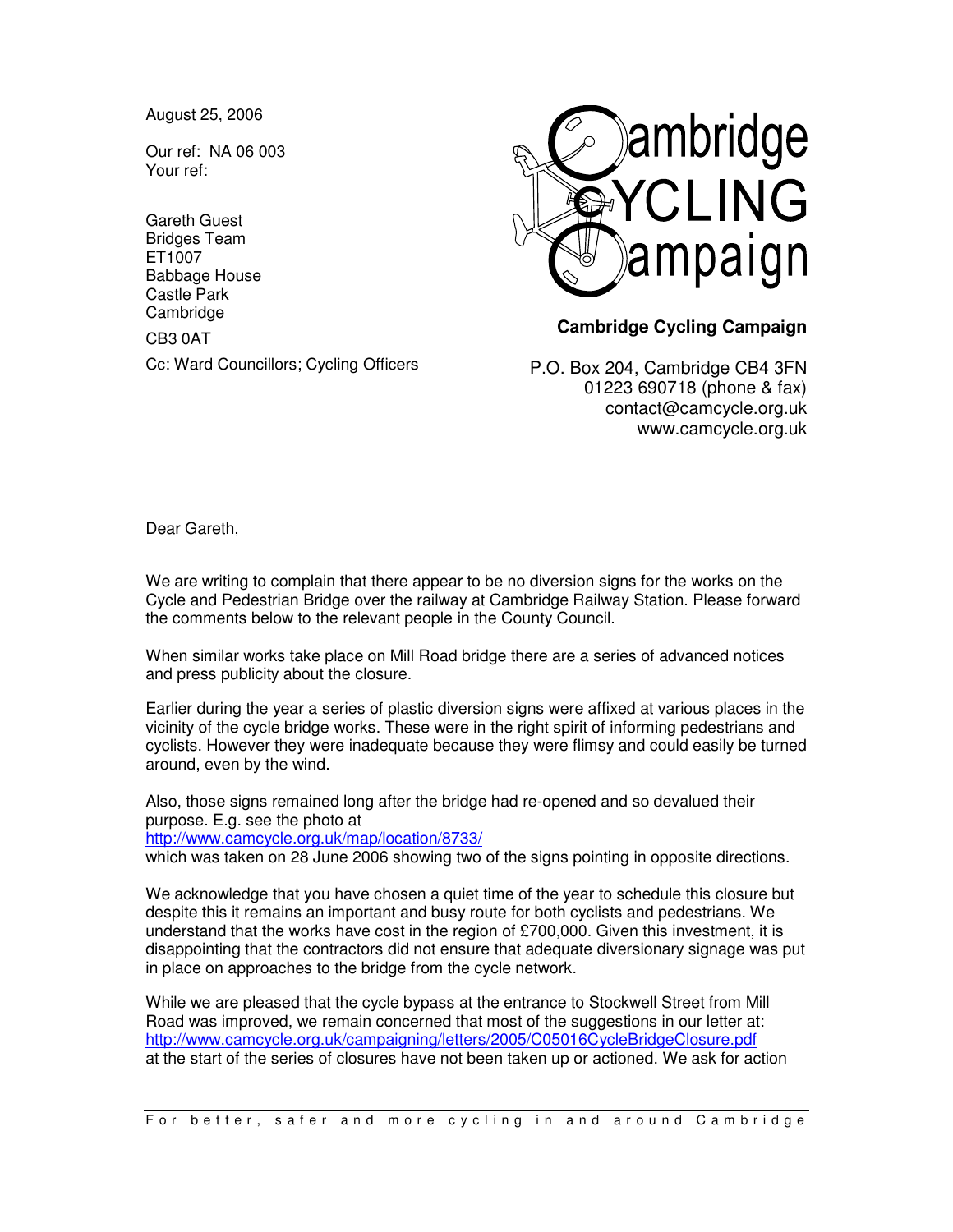August 25, 2006

Our ref: NA 06 003
Your ref:

Gareth Guest
Bridges Team
ET1007
Babbage House
Castle Park
Cambridge

CB3 0AT

Cc: Ward Councillors; Cycling Officers

**Cambridge Cycling Campaign**

P.O. Box 204, Cambridge CB4 3FN
01223 690718 (phone & fax)
contact@camcycle.org.uk
www.camcycle.org.uk

Dear Gareth,

We are writing to complain that there appear to be no diversion signs for the works on the Cycle and Pedestrian Bridge over the railway at Cambridge Railway Station. Please forward the comments below to the relevant people in the County Council.

When similar works take place on Mill Road bridge there are a series of advanced notices and press publicity about the closure.

Earlier during the year a series of plastic diversion signs were affixed at various places in the vicinity of the cycle bridge works. These were in the right spirit of informing pedestrians and cyclists. However they were inadequate because they were flimsy and could easily be turned around, even by the wind.

Also, those signs remained long after the bridge had re-opened and so devalued their purpose. E.g. see the photo at
http://www.camcycle.org.uk/map/location/8733/
which was taken on 28 June 2006 showing two of the signs pointing in opposite directions.

We acknowledge that you have chosen a quiet time of the year to schedule this closure but despite this it remains an important and busy route for both cyclists and pedestrians. We understand that the works have cost in the region of £700,000. Given this investment, it is disappointing that the contractors did not ensure that adequate diversionary signage was put in place on approaches to the bridge from the cycle network.

While we are pleased that the cycle bypass at the entrance to Stockwell Street from Mill Road was improved, we remain concerned that most of the suggestions in our letter at:
http://www.camcycle.org.uk/campaigning/letters/2005/C05016CycleBridgeClosure.pdf
at the start of the series of closures have not been taken up or actioned. We ask for action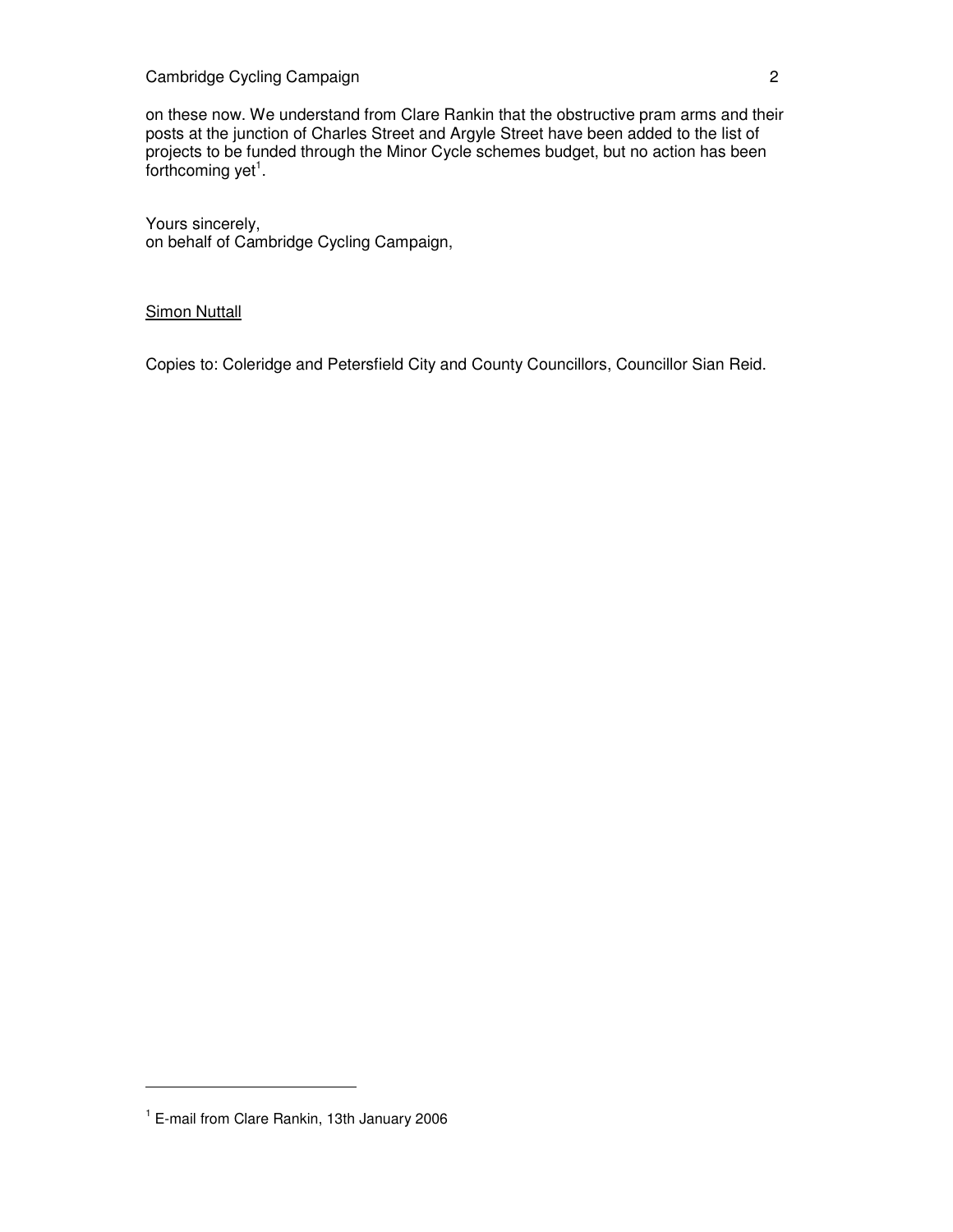on these now. We understand from Clare Rankin that the obstructive pram arms and their posts at the junction of Charles Street and Argyle Street have been added to the list of projects to be funded through the Minor Cycle schemes budget, but no action has been forthcoming yet[1].

Yours sincerely,
on behalf of Cambridge Cycling Campaign,

<u>Simon Nuttall</u>

Copies to: Coleridge and Petersfield City and County Councillors, Councillor Sian Reid.

---

[1] E-mail from Clare Rankin, 13th January 2006